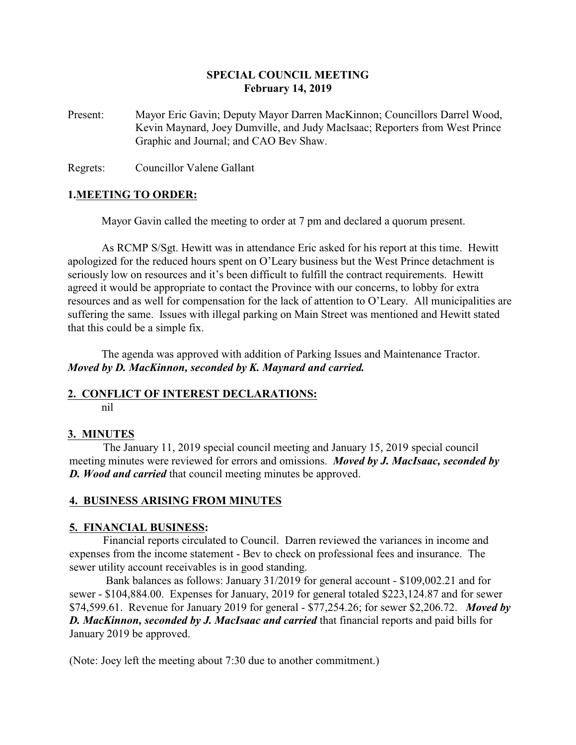# SPECIAL COUNCIL MEETING
## February 14, 2019

Present: Mayor Eric Gavin; Deputy Mayor Darren MacKinnon; Councillors Darrel Wood, Kevin Maynard, Joey Dumville, and Judy MacIsaac; Reporters from West Prince Graphic and Journal; and CAO Bev Shaw.

Regrets: Councillor Valene Gallant

## 1.MEETING TO ORDER:

Mayor Gavin called the meeting to order at 7 pm and declared a quorum present.

As RCMP S/Sgt. Hewitt was in attendance Eric asked for his report at this time. Hewitt apologized for the reduced hours spent on O'Leary business but the West Prince detachment is seriously low on resources and it's been difficult to fulfill the contract requirements. Hewitt agreed it would be appropriate to contact the Province with our concerns, to lobby for extra resources and as well for compensation for the lack of attention to O'Leary. All municipalities are suffering the same. Issues with illegal parking on Main Street was mentioned and Hewitt stated that this could be a simple fix.

The agenda was approved with addition of Parking Issues and Maintenance Tractor. ***Moved by D. MacKinnon, seconded by K. Maynard and carried.***

## 2. CONFLICT OF INTEREST DECLARATIONS:

nil

## 3. MINUTES

The January 11, 2019 special council meeting and January 15, 2019 special council meeting minutes were reviewed for errors and omissions. ***Moved by J. MacIsaac, seconded by D. Wood and carried*** that council meeting minutes be approved.

## 4. BUSINESS ARISING FROM MINUTES

## 5. FINANCIAL BUSINESS:

Financial reports circulated to Council. Darren reviewed the variances in income and expenses from the income statement - Bev to check on professional fees and insurance. The sewer utility account receivables is in good standing.

Bank balances as follows: January 31/2019 for general account - $109,002.21 and for sewer - $104,884.00. Expenses for January, 2019 for general totaled $223,124.87 and for sewer $74,599.61. Revenue for January 2019 for general - $77,254.26; for sewer $2,206.72. ***Moved by D. MacKinnon, seconded by J. MacIsaac and carried*** that financial reports and paid bills for January 2019 be approved.

(Note: Joey left the meeting about 7:30 due to another commitment.)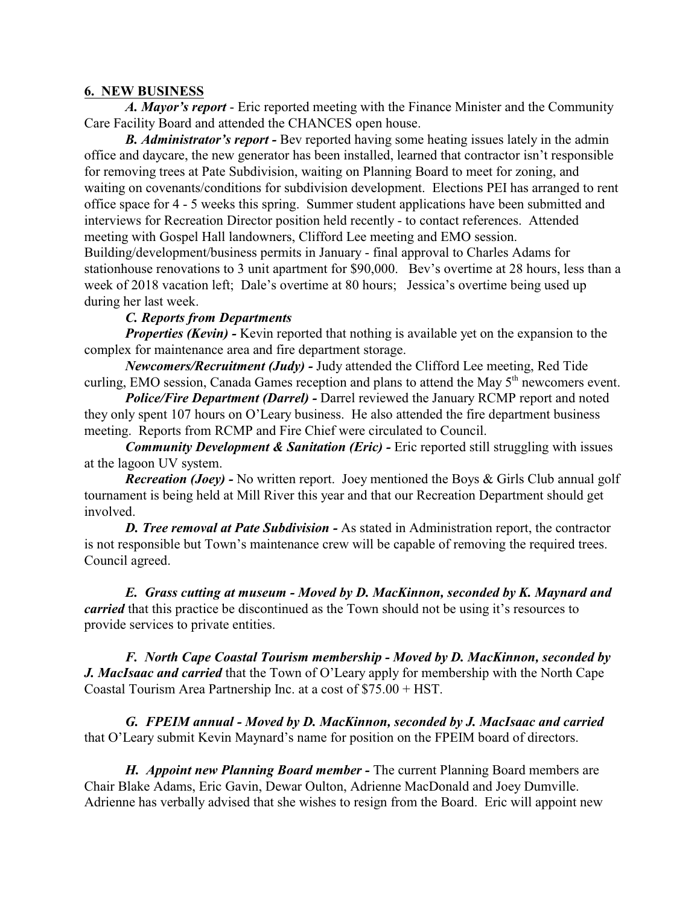## 6. NEW BUSINESS

***A. Mayor's report*** - Eric reported meeting with the Finance Minister and the Community Care Facility Board and attended the CHANCES open house.

***B. Administrator's report -*** Bev reported having some heating issues lately in the admin office and daycare, the new generator has been installed, learned that contractor isn't responsible for removing trees at Pate Subdivision, waiting on Planning Board to meet for zoning, and waiting on covenants/conditions for subdivision development. Elections PEI has arranged to rent office space for 4 - 5 weeks this spring. Summer student applications have been submitted and interviews for Recreation Director position held recently - to contact references. Attended meeting with Gospel Hall landowners, Clifford Lee meeting and EMO session. Building/development/business permits in January - final approval to Charles Adams for stationhouse renovations to 3 unit apartment for $90,000. Bev's overtime at 28 hours, less than a week of 2018 vacation left; Dale's overtime at 80 hours; Jessica's overtime being used up during her last week.

***C. Reports from Departments***

***Properties (Kevin) -*** Kevin reported that nothing is available yet on the expansion to the complex for maintenance area and fire department storage.

***Newcomers/Recruitment (Judy) -*** Judy attended the Clifford Lee meeting, Red Tide curling, EMO session, Canada Games reception and plans to attend the May 5th newcomers event.

***Police/Fire Department (Darrel) -*** Darrel reviewed the January RCMP report and noted they only spent 107 hours on O'Leary business. He also attended the fire department business meeting. Reports from RCMP and Fire Chief were circulated to Council.

***Community Development & Sanitation (Eric) -*** Eric reported still struggling with issues at the lagoon UV system.

***Recreation (Joey) -*** No written report. Joey mentioned the Boys & Girls Club annual golf tournament is being held at Mill River this year and that our Recreation Department should get involved.

***D. Tree removal at Pate Subdivision -*** As stated in Administration report, the contractor is not responsible but Town's maintenance crew will be capable of removing the required trees. Council agreed.

***E. Grass cutting at museum - Moved by D. MacKinnon, seconded by K. Maynard and carried*** that this practice be discontinued as the Town should not be using it's resources to provide services to private entities.

***F. North Cape Coastal Tourism membership - Moved by D. MacKinnon, seconded by J. MacIsaac and carried*** that the Town of O'Leary apply for membership with the North Cape Coastal Tourism Area Partnership Inc. at a cost of $75.00 + HST.

***G. FPEIM annual - Moved by D. MacKinnon, seconded by J. MacIsaac and carried*** that O'Leary submit Kevin Maynard's name for position on the FPEIM board of directors.

***H. Appoint new Planning Board member -*** The current Planning Board members are Chair Blake Adams, Eric Gavin, Dewar Oulton, Adrienne MacDonald and Joey Dumville. Adrienne has verbally advised that she wishes to resign from the Board. Eric will appoint new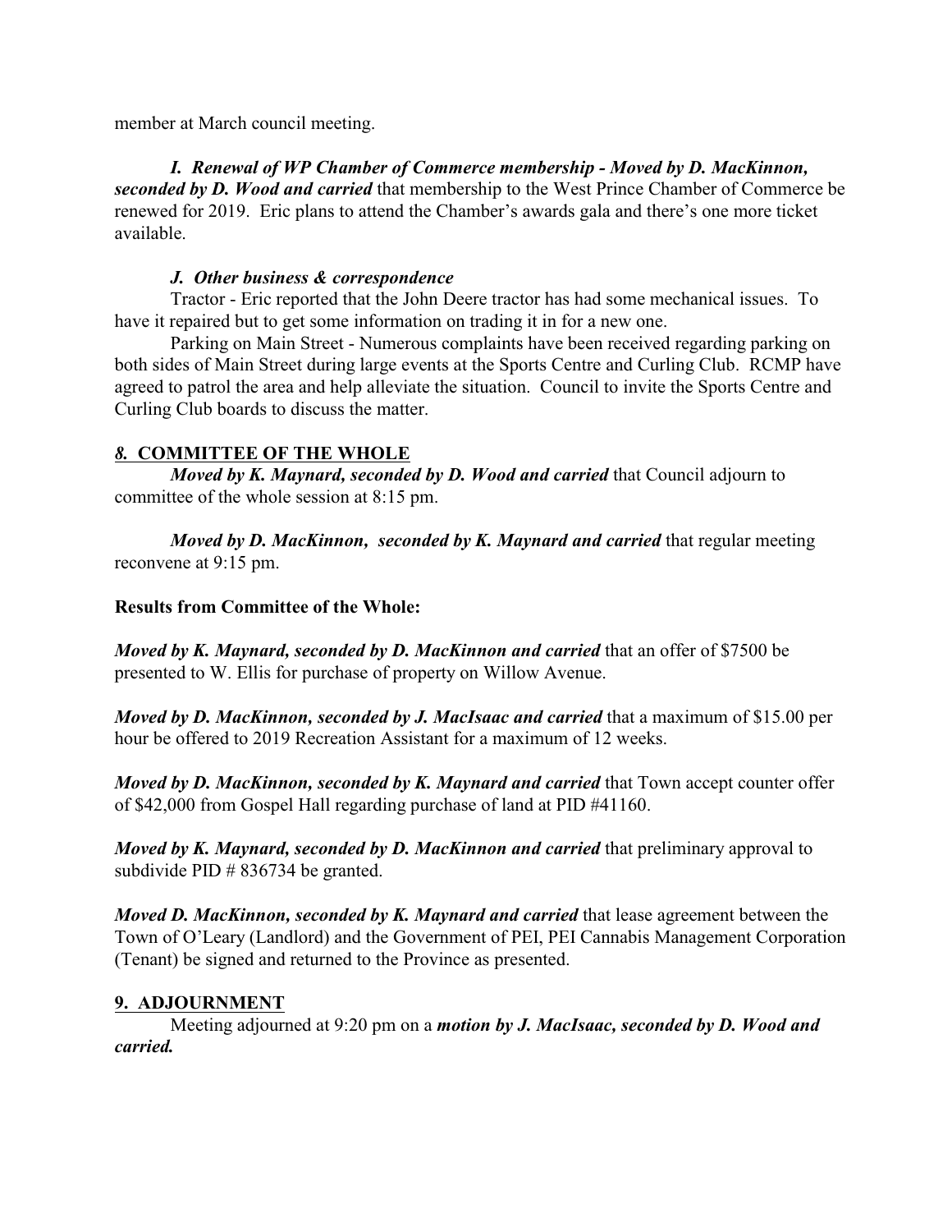member at March council meeting.

***I. Renewal of WP Chamber of Commerce membership - Moved by D. MacKinnon, seconded by D. Wood and carried*** that membership to the West Prince Chamber of Commerce be renewed for 2019. Eric plans to attend the Chamber's awards gala and there's one more ticket available.

***J. Other business & correspondence***

Tractor - Eric reported that the John Deere tractor has had some mechanical issues. To have it repaired but to get some information on trading it in for a new one.

Parking on Main Street - Numerous complaints have been received regarding parking on both sides of Main Street during large events at the Sports Centre and Curling Club. RCMP have agreed to patrol the area and help alleviate the situation. Council to invite the Sports Centre and Curling Club boards to discuss the matter.

## *8.* COMMITTEE OF THE WHOLE

***Moved by K. Maynard, seconded by D. Wood and carried*** that Council adjourn to committee of the whole session at 8:15 pm.

***Moved by D. MacKinnon, seconded by K. Maynard and carried*** that regular meeting reconvene at 9:15 pm.

**Results from Committee of the Whole:**

***Moved by K. Maynard, seconded by D. MacKinnon and carried*** that an offer of $7500 be presented to W. Ellis for purchase of property on Willow Avenue.

***Moved by D. MacKinnon, seconded by J. MacIsaac and carried*** that a maximum of $15.00 per hour be offered to 2019 Recreation Assistant for a maximum of 12 weeks.

***Moved by D. MacKinnon, seconded by K. Maynard and carried*** that Town accept counter offer of $42,000 from Gospel Hall regarding purchase of land at PID #41160.

***Moved by K. Maynard, seconded by D. MacKinnon and carried*** that preliminary approval to subdivide PID # 836734 be granted.

***Moved D. MacKinnon, seconded by K. Maynard and carried*** that lease agreement between the Town of O'Leary (Landlord) and the Government of PEI, PEI Cannabis Management Corporation (Tenant) be signed and returned to the Province as presented.

## 9. ADJOURNMENT

Meeting adjourned at 9:20 pm on a ***motion by J. MacIsaac, seconded by D. Wood and carried.***